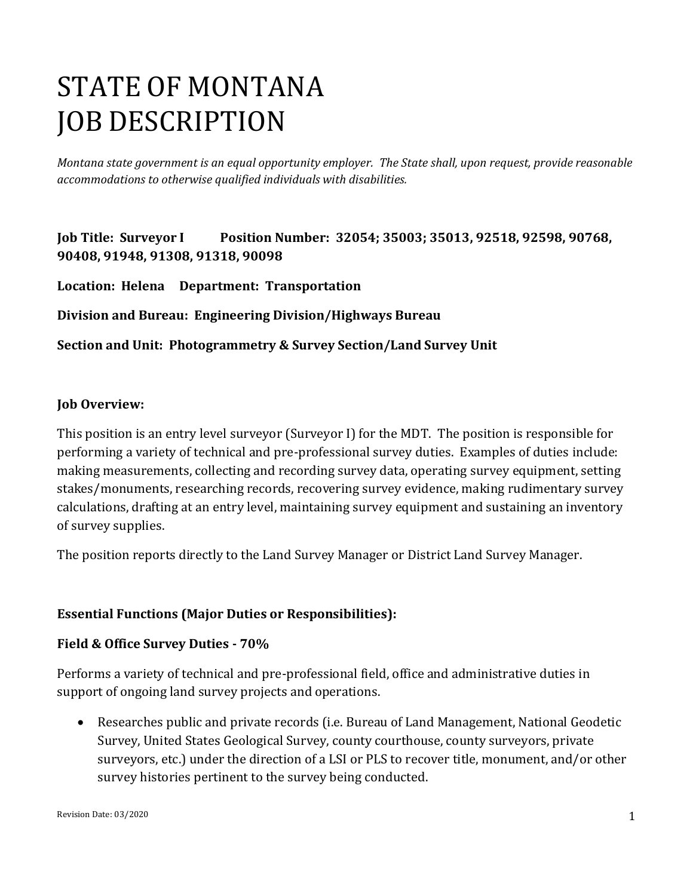# STATE OF MONTANA
# JOB DESCRIPTION

*Montana state government is an equal opportunity employer. The State shall, upon request, provide reasonable accommodations to otherwise qualified individuals with disabilities.*

**Job Title: Surveyor I Position Number: 32054; 35003; 35013, 92518, 92598, 90768, 90408, 91948, 91308, 91318, 90098**

**Location: Helena Department: Transportation**

**Division and Bureau: Engineering Division/Highways Bureau**

**Section and Unit: Photogrammetry & Survey Section/Land Survey Unit**

**Job Overview:**

This position is an entry level surveyor (Surveyor I) for the MDT. The position is responsible for performing a variety of technical and pre-professional survey duties. Examples of duties include: making measurements, collecting and recording survey data, operating survey equipment, setting stakes/monuments, researching records, recovering survey evidence, making rudimentary survey calculations, drafting at an entry level, maintaining survey equipment and sustaining an inventory of survey supplies.

The position reports directly to the Land Survey Manager or District Land Survey Manager.

**Essential Functions (Major Duties or Responsibilities):**

**Field & Office Survey Duties - 70%**

Performs a variety of technical and pre-professional field, office and administrative duties in support of ongoing land survey projects and operations.

- Researches public and private records (i.e. Bureau of Land Management, National Geodetic Survey, United States Geological Survey, county courthouse, county surveyors, private surveyors, etc.) under the direction of a LSI or PLS to recover title, monument, and/or other survey histories pertinent to the survey being conducted.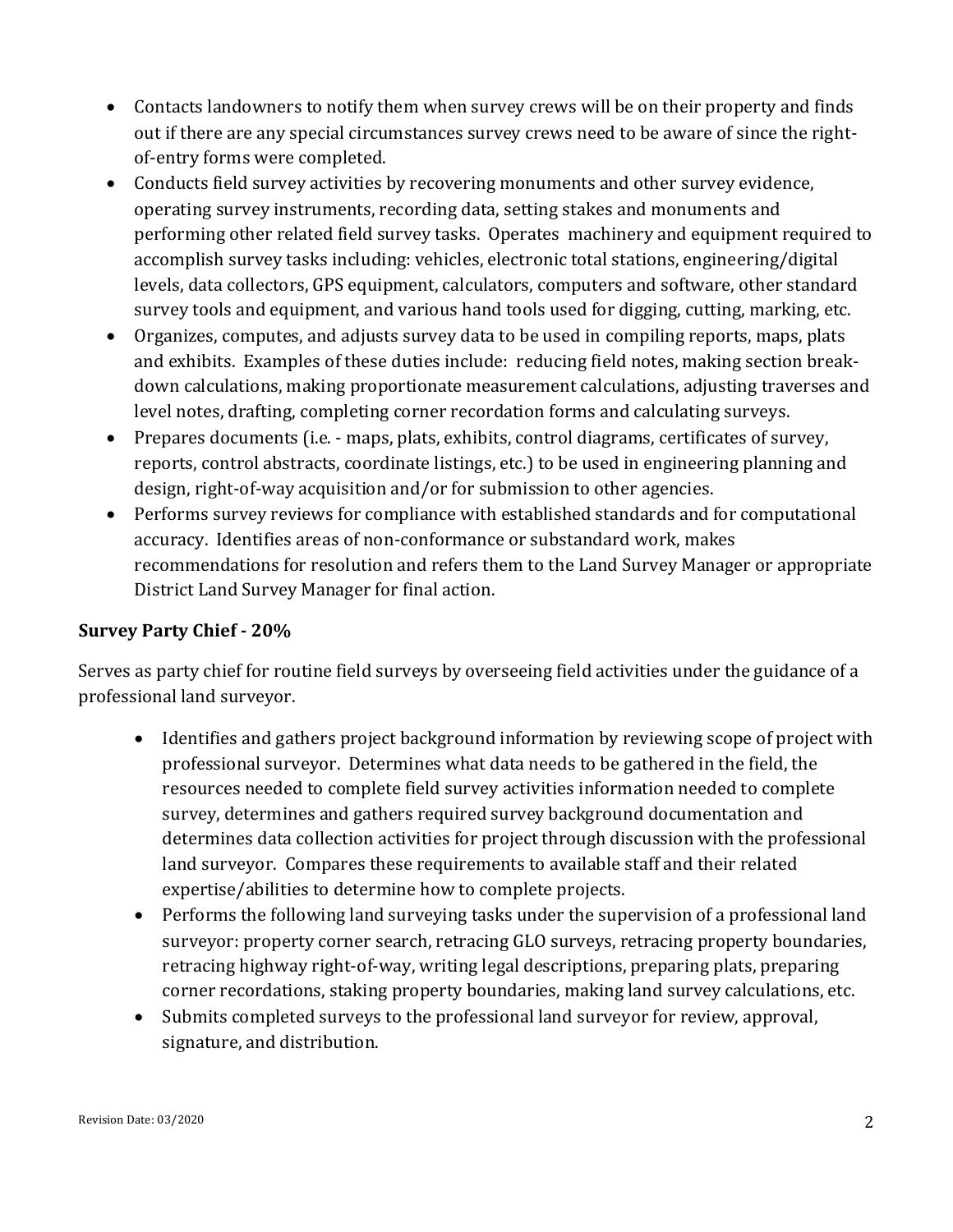- Contacts landowners to notify them when survey crews will be on their property and finds out if there are any special circumstances survey crews need to be aware of since the right-of-entry forms were completed.
- Conducts field survey activities by recovering monuments and other survey evidence, operating survey instruments, recording data, setting stakes and monuments and performing other related field survey tasks. Operates machinery and equipment required to accomplish survey tasks including: vehicles, electronic total stations, engineering/digital levels, data collectors, GPS equipment, calculators, computers and software, other standard survey tools and equipment, and various hand tools used for digging, cutting, marking, etc.
- Organizes, computes, and adjusts survey data to be used in compiling reports, maps, plats and exhibits. Examples of these duties include: reducing field notes, making section break-down calculations, making proportionate measurement calculations, adjusting traverses and level notes, drafting, completing corner recordation forms and calculating surveys.
- Prepares documents (i.e. - maps, plats, exhibits, control diagrams, certificates of survey, reports, control abstracts, coordinate listings, etc.) to be used in engineering planning and design, right-of-way acquisition and/or for submission to other agencies.
- Performs survey reviews for compliance with established standards and for computational accuracy. Identifies areas of non-conformance or substandard work, makes recommendations for resolution and refers them to the Land Survey Manager or appropriate District Land Survey Manager for final action.

**Survey Party Chief - 20%**

Serves as party chief for routine field surveys by overseeing field activities under the guidance of a professional land surveyor.

- Identifies and gathers project background information by reviewing scope of project with professional surveyor. Determines what data needs to be gathered in the field, the resources needed to complete field survey activities information needed to complete survey, determines and gathers required survey background documentation and determines data collection activities for project through discussion with the professional land surveyor. Compares these requirements to available staff and their related expertise/abilities to determine how to complete projects.
- Performs the following land surveying tasks under the supervision of a professional land surveyor: property corner search, retracing GLO surveys, retracing property boundaries, retracing highway right-of-way, writing legal descriptions, preparing plats, preparing corner recordations, staking property boundaries, making land survey calculations, etc.
- Submits completed surveys to the professional land surveyor for review, approval, signature, and distribution.

Revision Date: 03/2020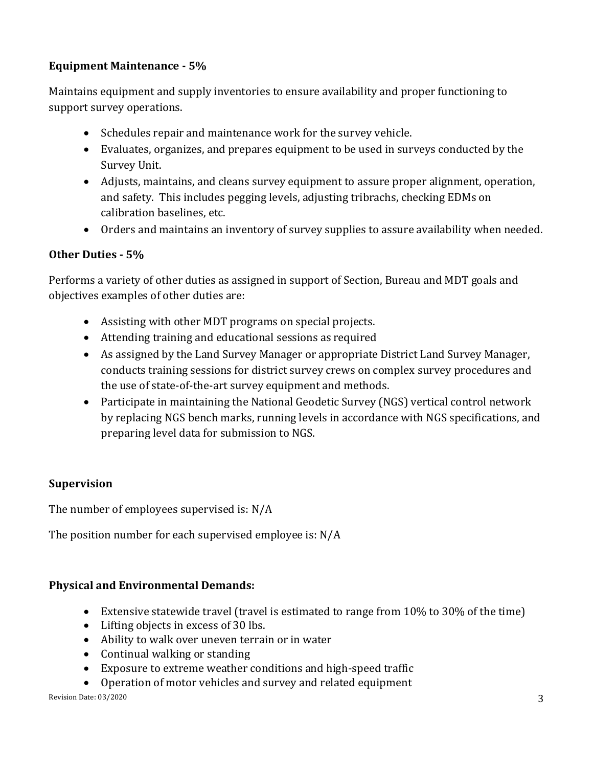**Equipment Maintenance - 5%**

Maintains equipment and supply inventories to ensure availability and proper functioning to support survey operations.

- Schedules repair and maintenance work for the survey vehicle.
- Evaluates, organizes, and prepares equipment to be used in surveys conducted by the Survey Unit.
- Adjusts, maintains, and cleans survey equipment to assure proper alignment, operation, and safety. This includes pegging levels, adjusting tribrachs, checking EDMs on calibration baselines, etc.
- Orders and maintains an inventory of survey supplies to assure availability when needed.

**Other Duties - 5%**

Performs a variety of other duties as assigned in support of Section, Bureau and MDT goals and objectives examples of other duties are:

- Assisting with other MDT programs on special projects.
- Attending training and educational sessions as required
- As assigned by the Land Survey Manager or appropriate District Land Survey Manager, conducts training sessions for district survey crews on complex survey procedures and the use of state-of-the-art survey equipment and methods.
- Participate in maintaining the National Geodetic Survey (NGS) vertical control network by replacing NGS bench marks, running levels in accordance with NGS specifications, and preparing level data for submission to NGS.

**Supervision**

The number of employees supervised is: N/A

The position number for each supervised employee is: N/A

**Physical and Environmental Demands:**

- Extensive statewide travel (travel is estimated to range from 10% to 30% of the time)
- Lifting objects in excess of 30 lbs.
- Ability to walk over uneven terrain or in water
- Continual walking or standing
- Exposure to extreme weather conditions and high-speed traffic
- Operation of motor vehicles and survey and related equipment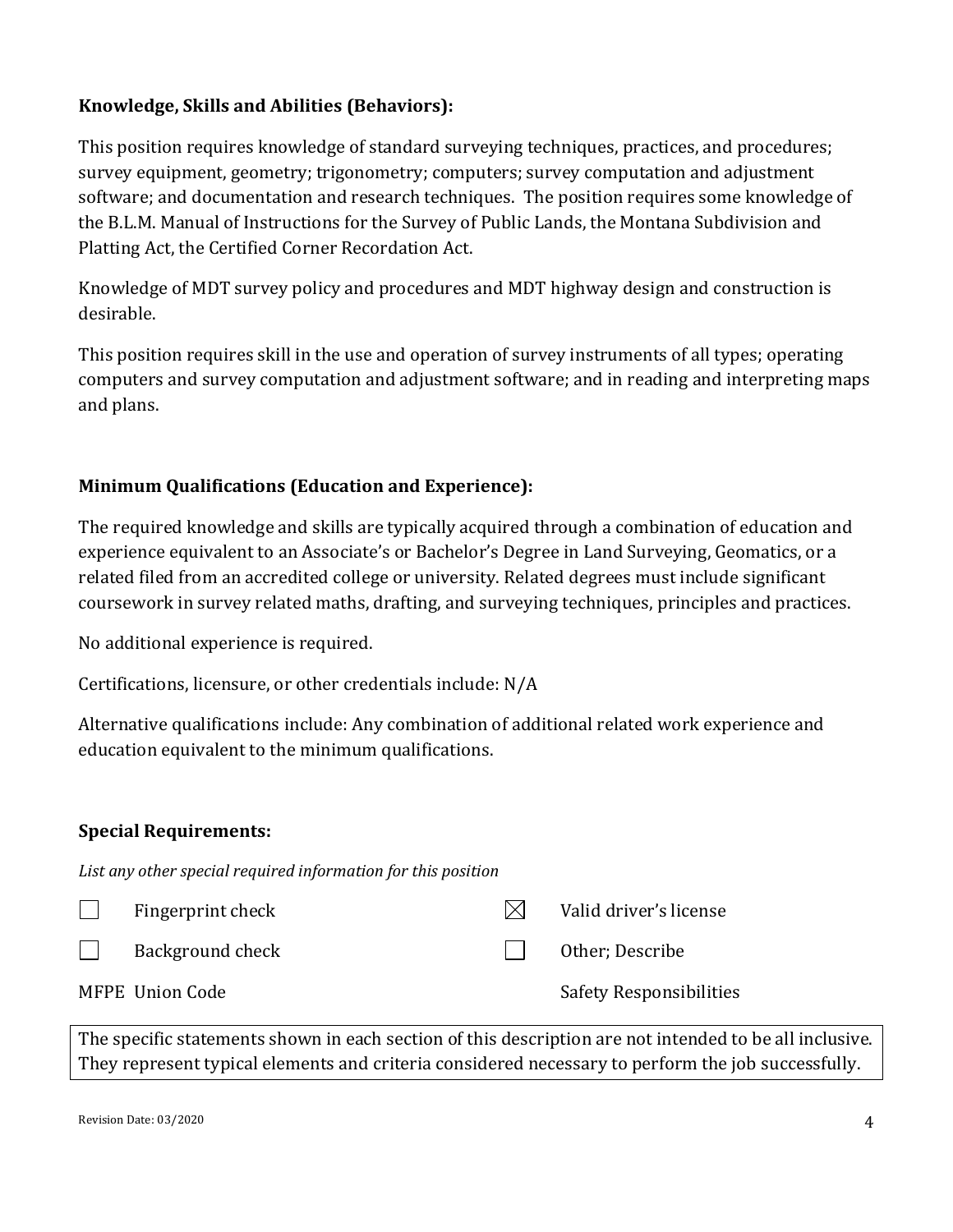**Knowledge, Skills and Abilities (Behaviors):**

This position requires knowledge of standard surveying techniques, practices, and procedures; survey equipment, geometry; trigonometry; computers; survey computation and adjustment software; and documentation and research techniques.  The position requires some knowledge of the B.L.M. Manual of Instructions for the Survey of Public Lands, the Montana Subdivision and Platting Act, the Certified Corner Recordation Act.

Knowledge of MDT survey policy and procedures and MDT highway design and construction is desirable.

This position requires skill in the use and operation of survey instruments of all types; operating computers and survey computation and adjustment software; and in reading and interpreting maps and plans.

**Minimum Qualifications (Education and Experience):**

The required knowledge and skills are typically acquired through a combination of education and experience equivalent to an Associate's or Bachelor's Degree in Land Surveying, Geomatics, or a related filed from an accredited college or university. Related degrees must include significant coursework in survey related maths, drafting, and surveying techniques, principles and practices.

No additional experience is required.

Certifications, licensure, or other credentials include: N/A

Alternative qualifications include: Any combination of additional related work experience and education equivalent to the minimum qualifications.

**Special Requirements:**

*List any other special required information for this position*

| | | | |
|---|---|---|---|
| ☐ | Fingerprint check | ☒ | Valid driver's license |
| ☐ | Background check | ☐ | Other; Describe |

MFPE Union Code — Safety Responsibilities

The specific statements shown in each section of this description are not intended to be all inclusive. They represent typical elements and criteria considered necessary to perform the job successfully.

Revision Date: 03/2020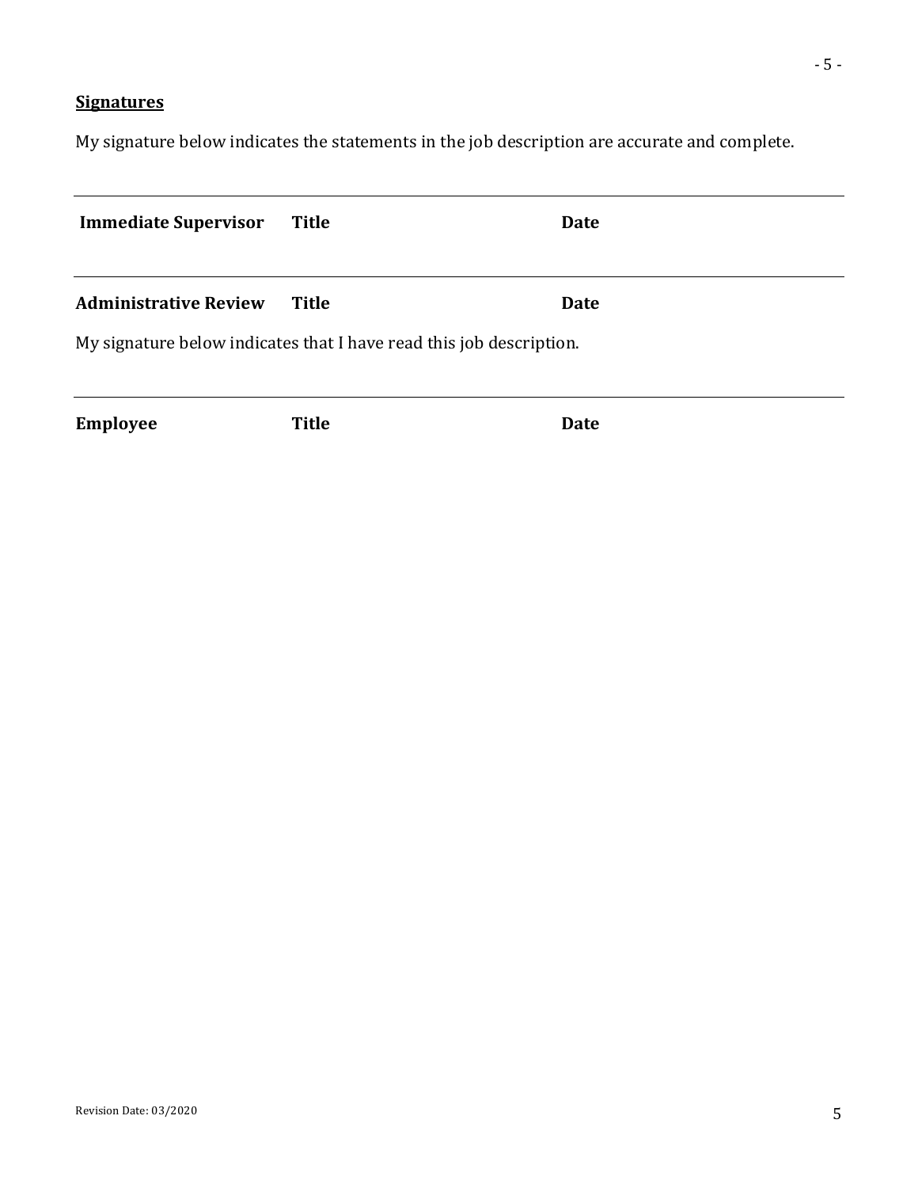**Signatures**

My signature below indicates the statements in the job description are accurate and complete.

---

**Immediate Supervisor** **Title** **Date**

---

**Administrative Review** **Title** **Date**

My signature below indicates that I have read this job description.

---

**Employee** **Title** **Date**

Revision Date: 03/2020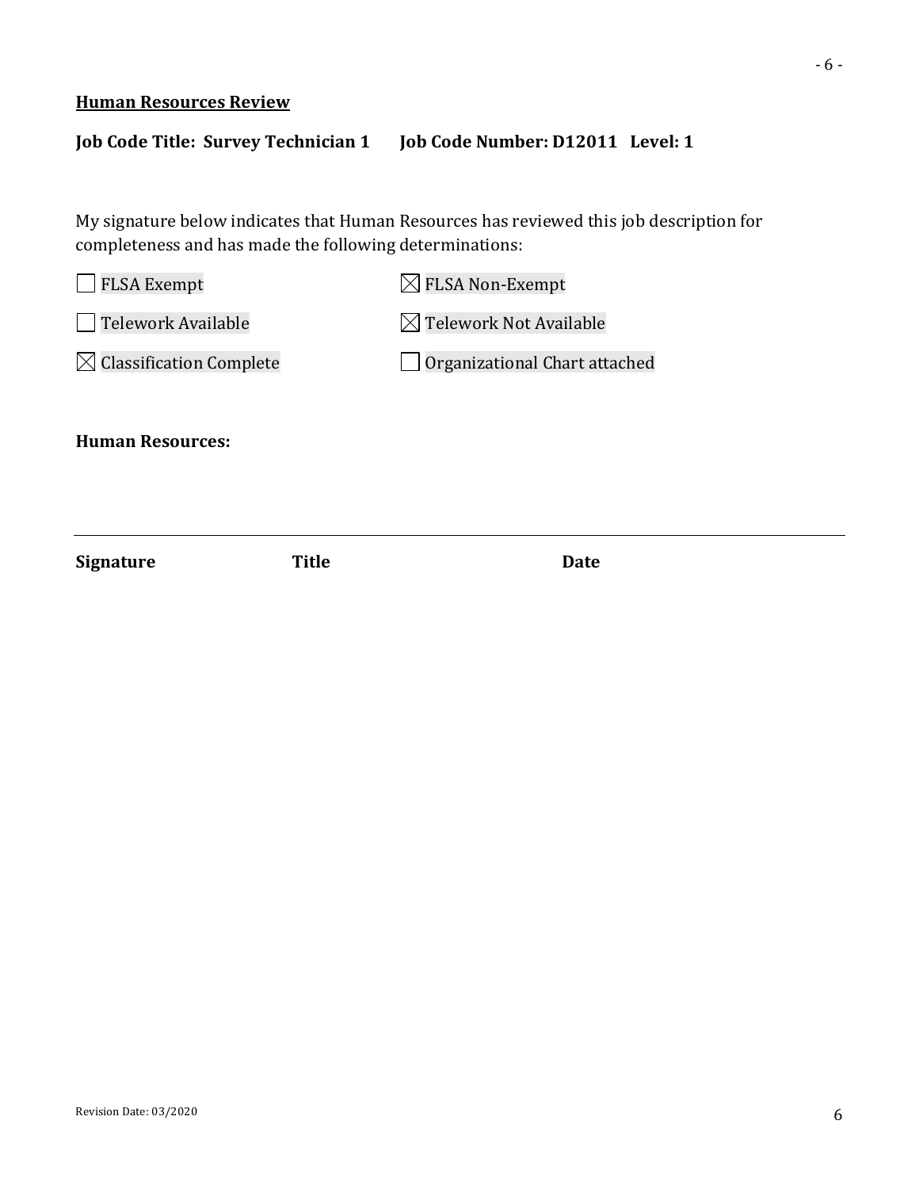**<u>Human Resources Review</u>**

**Job Code Title: Survey Technician 1 Job Code Number: D12011 Level: 1**

My signature below indicates that Human Resources has reviewed this job description for completeness and has made the following determinations:

☐ FLSA Exempt ☒ FLSA Non-Exempt

☐ Telework Available ☒ Telework Not Available

☒ Classification Complete ☐ Organizational Chart attached

**Human Resources:**

---

**Signature** **Title** **Date**

Revision Date: 03/2020